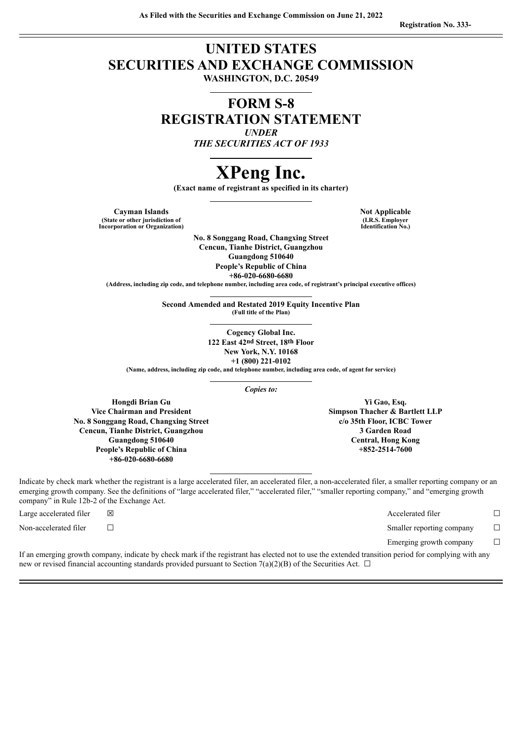As Filed with the Securities and Exchange Commission on June 21, 2022

**Registration No. 333-**

# UNITED STATES
# SECURITIES AND EXCHANGE COMMISSION

**WASHINGTON, D.C. 20549**

# FORM S-8
# REGISTRATION STATEMENT

*UNDER*
*THE SECURITIES ACT OF 1933*

# XPeng Inc.

**(Exact name of registrant as specified in its charter)**

| **Cayman Islands** | **Not Applicable** |
|---|---|
| **(State or other jurisdiction of Incorporation or Organization)** | **(I.R.S. Employer Identification No.)** |

**No. 8 Songgang Road, Changxing Street**
**Cencun, Tianhe District, Guangzhou**
**Guangdong 510640**
**People's Republic of China**
**+86-020-6680-6680**
**(Address, including zip code, and telephone number, including area code, of registrant's principal executive offices)**

**Second Amended and Restated 2019 Equity Incentive Plan**
**(Full title of the Plan)**

**Cogency Global Inc.**
**122 East 42nd Street, 18th Floor**
**New York, N.Y. 10168**
**+1 (800) 221-0102**
**(Name, address, including zip code, and telephone number, including area code, of agent for service)**

*Copies to:*

| | |
|---|---|
| **Hongdi Brian Gu** | **Yi Gao, Esq.** |
| **Vice Chairman and President** | **Simpson Thacher & Bartlett LLP** |
| **No. 8 Songgang Road, Changxing Street** | **c/o 35th Floor, ICBC Tower** |
| **Cencun, Tianhe District, Guangzhou** | **3 Garden Road** |
| **Guangdong 510640** | **Central, Hong Kong** |
| **People's Republic of China** | **+852-2514-7600** |
| **+86-020-6680-6680** | |

Indicate by check mark whether the registrant is a large accelerated filer, an accelerated filer, a non-accelerated filer, a smaller reporting company or an emerging growth company. See the definitions of "large accelerated filer," "accelerated filer," "smaller reporting company," and "emerging growth company" in Rule 12b-2 of the Exchange Act.

| | | | |
|---|---|---|---|
| Large accelerated filer | ☒ | Accelerated filer | ☐ |
| Non-accelerated filer | ☐ | Smaller reporting company | ☐ |
| | | Emerging growth company | ☐ |

If an emerging growth company, indicate by check mark if the registrant has elected not to use the extended transition period for complying with any new or revised financial accounting standards provided pursuant to Section 7(a)(2)(B) of the Securities Act. ☐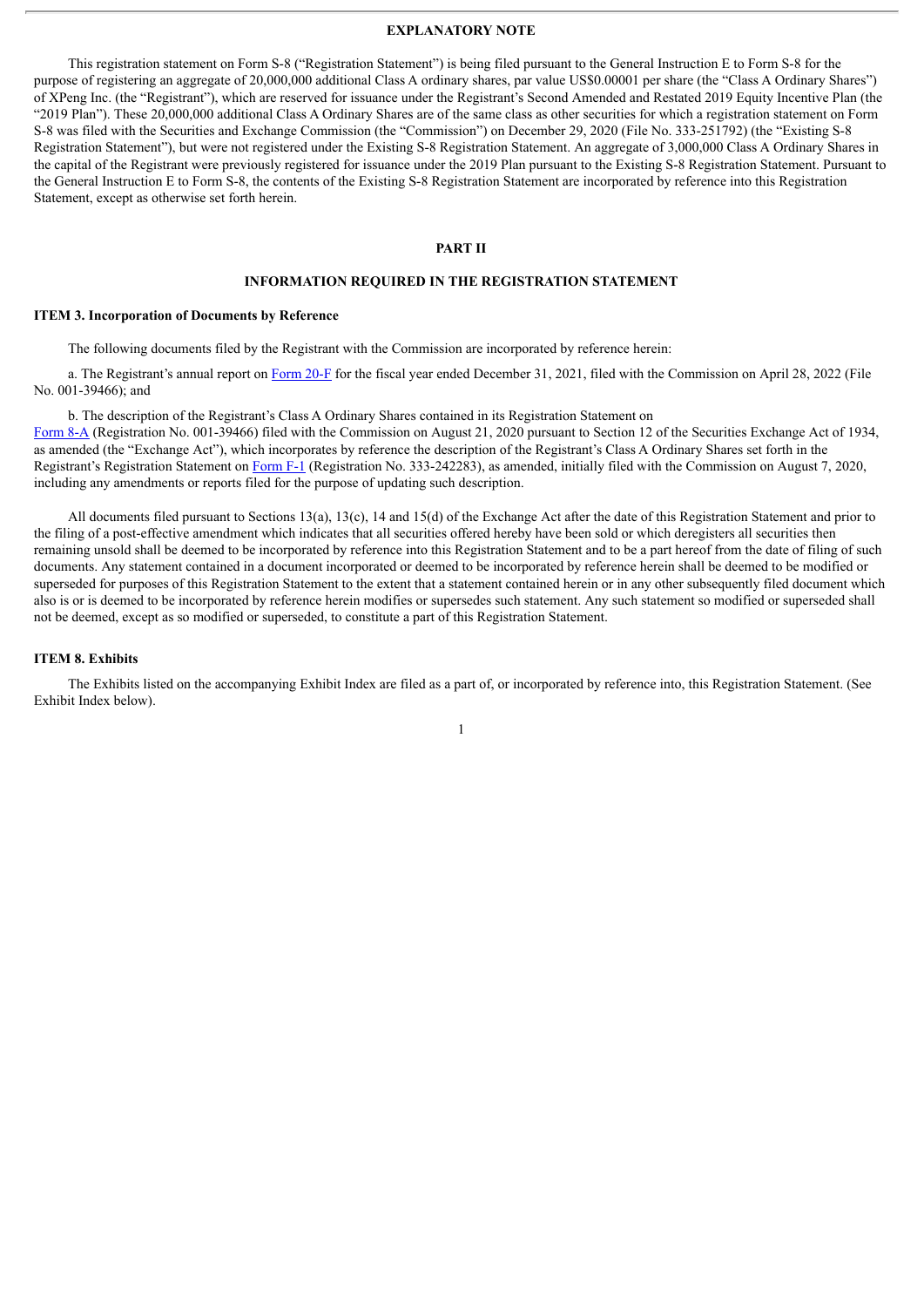## EXPLANATORY NOTE

This registration statement on Form S-8 ("Registration Statement") is being filed pursuant to the General Instruction E to Form S-8 for the purpose of registering an aggregate of 20,000,000 additional Class A ordinary shares, par value US$0.00001 per share (the "Class A Ordinary Shares") of XPeng Inc. (the "Registrant"), which are reserved for issuance under the Registrant's Second Amended and Restated 2019 Equity Incentive Plan (the "2019 Plan"). These 20,000,000 additional Class A Ordinary Shares are of the same class as other securities for which a registration statement on Form S-8 was filed with the Securities and Exchange Commission (the "Commission") on December 29, 2020 (File No. 333-251792) (the "Existing S-8 Registration Statement"), but were not registered under the Existing S-8 Registration Statement. An aggregate of 3,000,000 Class A Ordinary Shares in the capital of the Registrant were previously registered for issuance under the 2019 Plan pursuant to the Existing S-8 Registration Statement. Pursuant to the General Instruction E to Form S-8, the contents of the Existing S-8 Registration Statement are incorporated by reference into this Registration Statement, except as otherwise set forth herein.

## PART II

## INFORMATION REQUIRED IN THE REGISTRATION STATEMENT

### ITEM 3. Incorporation of Documents by Reference

The following documents filed by the Registrant with the Commission are incorporated by reference herein:

a. The Registrant's annual report on Form 20-F for the fiscal year ended December 31, 2021, filed with the Commission on April 28, 2022 (File No. 001-39466); and

b. The description of the Registrant's Class A Ordinary Shares contained in its Registration Statement on Form 8-A (Registration No. 001-39466) filed with the Commission on August 21, 2020 pursuant to Section 12 of the Securities Exchange Act of 1934, as amended (the "Exchange Act"), which incorporates by reference the description of the Registrant's Class A Ordinary Shares set forth in the Registrant's Registration Statement on Form F-1 (Registration No. 333-242283), as amended, initially filed with the Commission on August 7, 2020, including any amendments or reports filed for the purpose of updating such description.

All documents filed pursuant to Sections 13(a), 13(c), 14 and 15(d) of the Exchange Act after the date of this Registration Statement and prior to the filing of a post-effective amendment which indicates that all securities offered hereby have been sold or which deregisters all securities then remaining unsold shall be deemed to be incorporated by reference into this Registration Statement and to be a part hereof from the date of filing of such documents. Any statement contained in a document incorporated or deemed to be incorporated by reference herein shall be deemed to be modified or superseded for purposes of this Registration Statement to the extent that a statement contained herein or in any other subsequently filed document which also is or is deemed to be incorporated by reference herein modifies or supersedes such statement. Any such statement so modified or superseded shall not be deemed, except as so modified or superseded, to constitute a part of this Registration Statement.

### ITEM 8. Exhibits

The Exhibits listed on the accompanying Exhibit Index are filed as a part of, or incorporated by reference into, this Registration Statement. (See Exhibit Index below).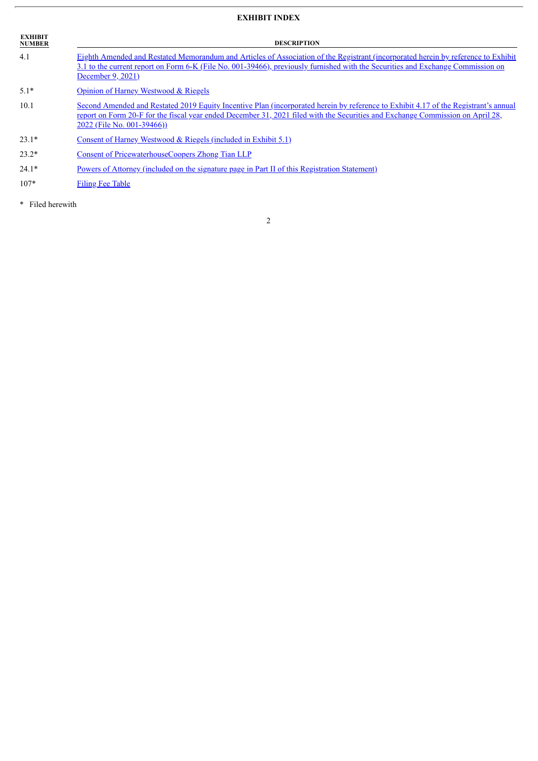## EXHIBIT INDEX

| EXHIBIT NUMBER | DESCRIPTION |
| --- | --- |
| 4.1 | Eighth Amended and Restated Memorandum and Articles of Association of the Registrant (incorporated herein by reference to Exhibit 3.1 to the current report on Form 6-K (File No. 001-39466), previously furnished with the Securities and Exchange Commission on December 9, 2021) |
| 5.1* | Opinion of Harney Westwood & Riegels |
| 10.1 | Second Amended and Restated 2019 Equity Incentive Plan (incorporated herein by reference to Exhibit 4.17 of the Registrant's annual report on Form 20-F for the fiscal year ended December 31, 2021 filed with the Securities and Exchange Commission on April 28, 2022 (File No. 001-39466)) |
| 23.1* | Consent of Harney Westwood & Riegels (included in Exhibit 5.1) |
| 23.2* | Consent of PricewaterhouseCoopers Zhong Tian LLP |
| 24.1* | Powers of Attorney (included on the signature page in Part II of this Registration Statement) |
| 107* | Filing Fee Table |

* Filed herewith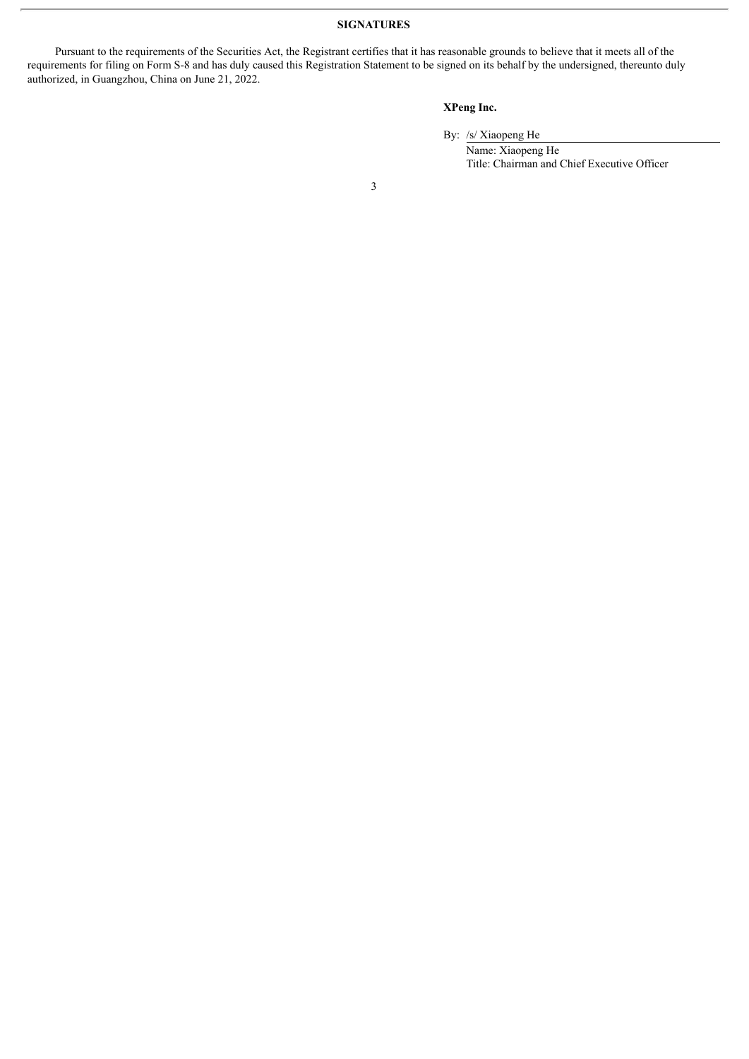## SIGNATURES

Pursuant to the requirements of the Securities Act, the Registrant certifies that it has reasonable grounds to believe that it meets all of the requirements for filing on Form S-8 and has duly caused this Registration Statement to be signed on its behalf by the undersigned, thereunto duly authorized, in Guangzhou, China on June 21, 2022.

**XPeng Inc.**

By: /s/ Xiaopeng He

Name: Xiaopeng He

Title: Chairman and Chief Executive Officer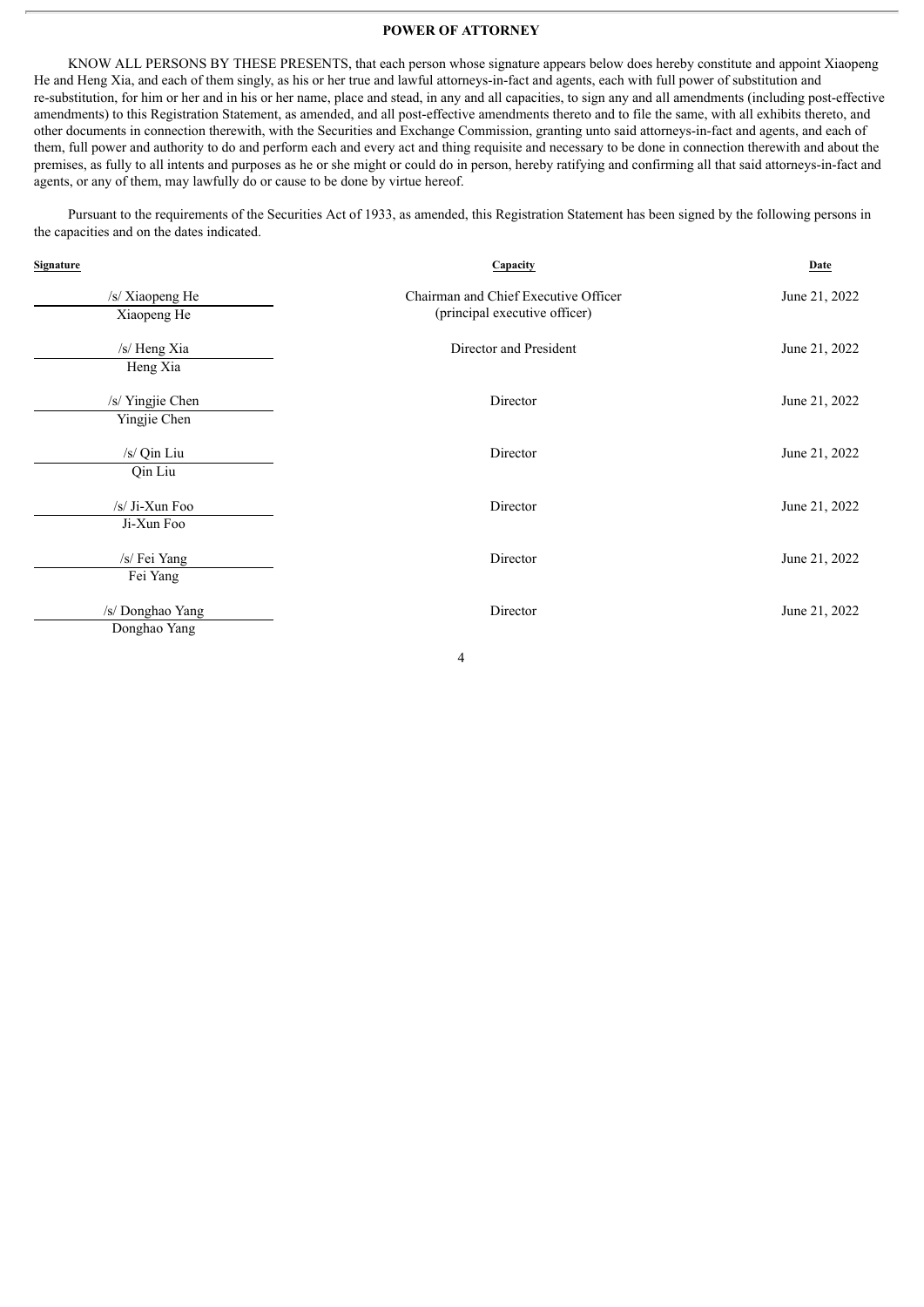## POWER OF ATTORNEY

KNOW ALL PERSONS BY THESE PRESENTS, that each person whose signature appears below does hereby constitute and appoint Xiaopeng He and Heng Xia, and each of them singly, as his or her true and lawful attorneys-in-fact and agents, each with full power of substitution and re-substitution, for him or her and in his or her name, place and stead, in any and all capacities, to sign any and all amendments (including post-effective amendments) to this Registration Statement, as amended, and all post-effective amendments thereto and to file the same, with all exhibits thereto, and other documents in connection therewith, with the Securities and Exchange Commission, granting unto said attorneys-in-fact and agents, and each of them, full power and authority to do and perform each and every act and thing requisite and necessary to be done in connection therewith and about the premises, as fully to all intents and purposes as he or she might or could do in person, hereby ratifying and confirming all that said attorneys-in-fact and agents, or any of them, may lawfully do or cause to be done by virtue hereof.

Pursuant to the requirements of the Securities Act of 1933, as amended, this Registration Statement has been signed by the following persons in the capacities and on the dates indicated.

| Signature | Capacity | Date |
|---|---|---|
| /s/ Xiaopeng He<br>Xiaopeng He | Chairman and Chief Executive Officer<br>(principal executive officer) | June 21, 2022 |
| /s/ Heng Xia<br>Heng Xia | Director and President | June 21, 2022 |
| /s/ Yingjie Chen<br>Yingjie Chen | Director | June 21, 2022 |
| /s/ Qin Liu<br>Qin Liu | Director | June 21, 2022 |
| /s/ Ji-Xun Foo<br>Ji-Xun Foo | Director | June 21, 2022 |
| /s/ Fei Yang<br>Fei Yang | Director | June 21, 2022 |
| /s/ Donghao Yang<br>Donghao Yang | Director | June 21, 2022 |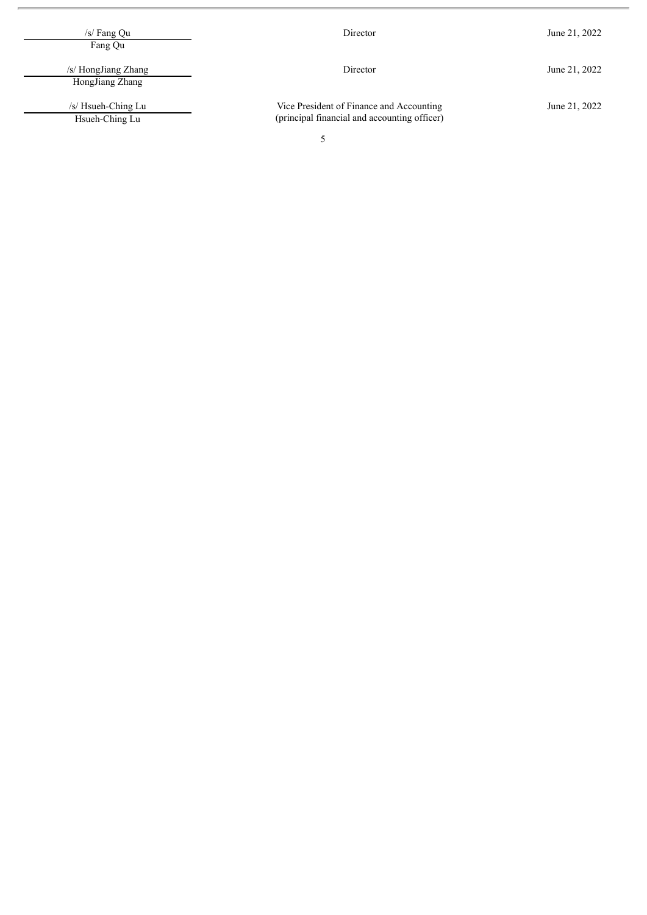| Signature | Title | Date |
| --- | --- | --- |
| /s/ Fang Qu<br>Fang Qu | Director | June 21, 2022 |
| /s/ HongJiang Zhang<br>HongJiang Zhang | Director | June 21, 2022 |
| /s/ Hsueh-Ching Lu<br>Hsueh-Ching Lu | Vice President of Finance and Accounting<br>(principal financial and accounting officer) | June 21, 2022 |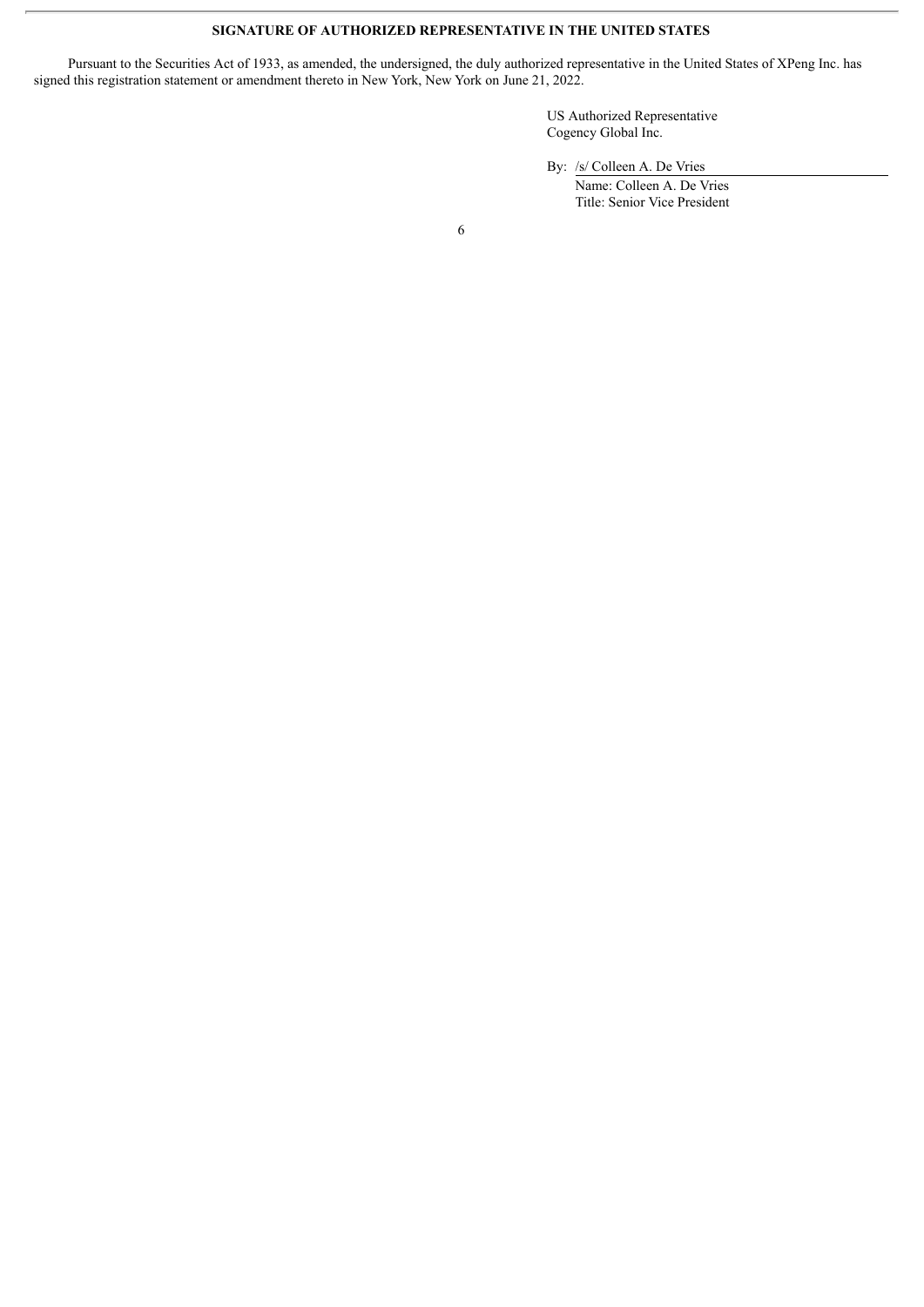**SIGNATURE OF AUTHORIZED REPRESENTATIVE IN THE UNITED STATES**

Pursuant to the Securities Act of 1933, as amended, the undersigned, the duly authorized representative in the United States of XPeng Inc. has signed this registration statement or amendment thereto in New York, New York on June 21, 2022.

US Authorized Representative
Cogency Global Inc.

By: /s/ Colleen A. De Vries
Name: Colleen A. De Vries
Title: Senior Vice President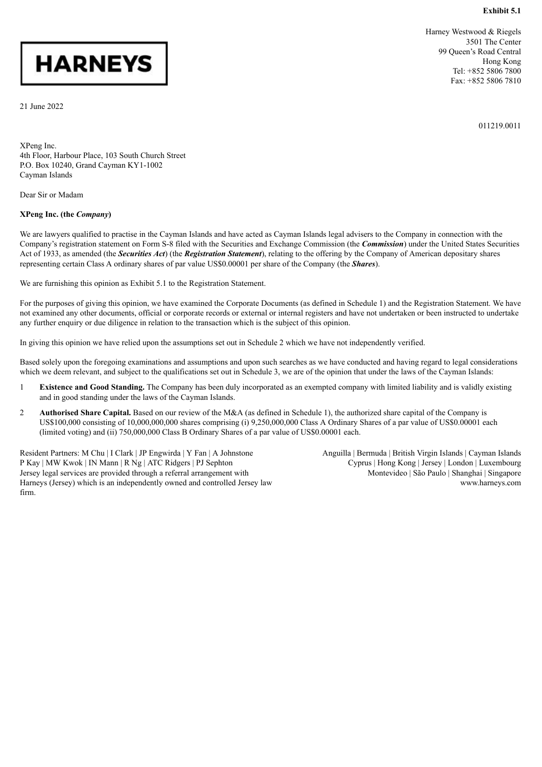**Exhibit 5.1**

# HARNEYS

Harney Westwood & Riegels
3501 The Center
99 Queen's Road Central
Hong Kong
Tel: +852 5806 7800
Fax: +852 5806 7810

21 June 2022

011219.0011

XPeng Inc.
4th Floor, Harbour Place, 103 South Church Street
P.O. Box 10240, Grand Cayman KY1-1002
Cayman Islands

Dear Sir or Madam

**XPeng Inc. (the *Company*)**

We are lawyers qualified to practise in the Cayman Islands and have acted as Cayman Islands legal advisers to the Company in connection with the Company's registration statement on Form S-8 filed with the Securities and Exchange Commission (the ***Commission***) under the United States Securities Act of 1933, as amended (the ***Securities Act***) (the ***Registration Statement***), relating to the offering by the Company of American depositary shares representing certain Class A ordinary shares of par value US$0.00001 per share of the Company (the ***Shares***).

We are furnishing this opinion as Exhibit 5.1 to the Registration Statement.

For the purposes of giving this opinion, we have examined the Corporate Documents (as defined in Schedule 1) and the Registration Statement. We have not examined any other documents, official or corporate records or external or internal registers and have not undertaken or been instructed to undertake any further enquiry or due diligence in relation to the transaction which is the subject of this opinion.

In giving this opinion we have relied upon the assumptions set out in Schedule 2 which we have not independently verified.

Based solely upon the foregoing examinations and assumptions and upon such searches as we have conducted and having regard to legal considerations which we deem relevant, and subject to the qualifications set out in Schedule 3, we are of the opinion that under the laws of the Cayman Islands:

1 **Existence and Good Standing.** The Company has been duly incorporated as an exempted company with limited liability and is validly existing and in good standing under the laws of the Cayman Islands.

2 **Authorised Share Capital.** Based on our review of the M&A (as defined in Schedule 1), the authorized share capital of the Company is US$100,000 consisting of 10,000,000,000 shares comprising (i) 9,250,000,000 Class A Ordinary Shares of a par value of US$0.00001 each (limited voting) and (ii) 750,000,000 Class B Ordinary Shares of a par value of US$0.00001 each.

Resident Partners: M Chu | I Clark | JP Engwirda | Y Fan | A Johnstone
P Kay | MW Kwok | IN Mann | R Ng | ATC Ridgers | PJ Sephton
Jersey legal services are provided through a referral arrangement with Harneys (Jersey) which is an independently owned and controlled Jersey law firm.

Anguilla | Bermuda | British Virgin Islands | Cayman Islands
Cyprus | Hong Kong | Jersey | London | Luxembourg
Montevideo | São Paulo | Shanghai | Singapore
www.harneys.com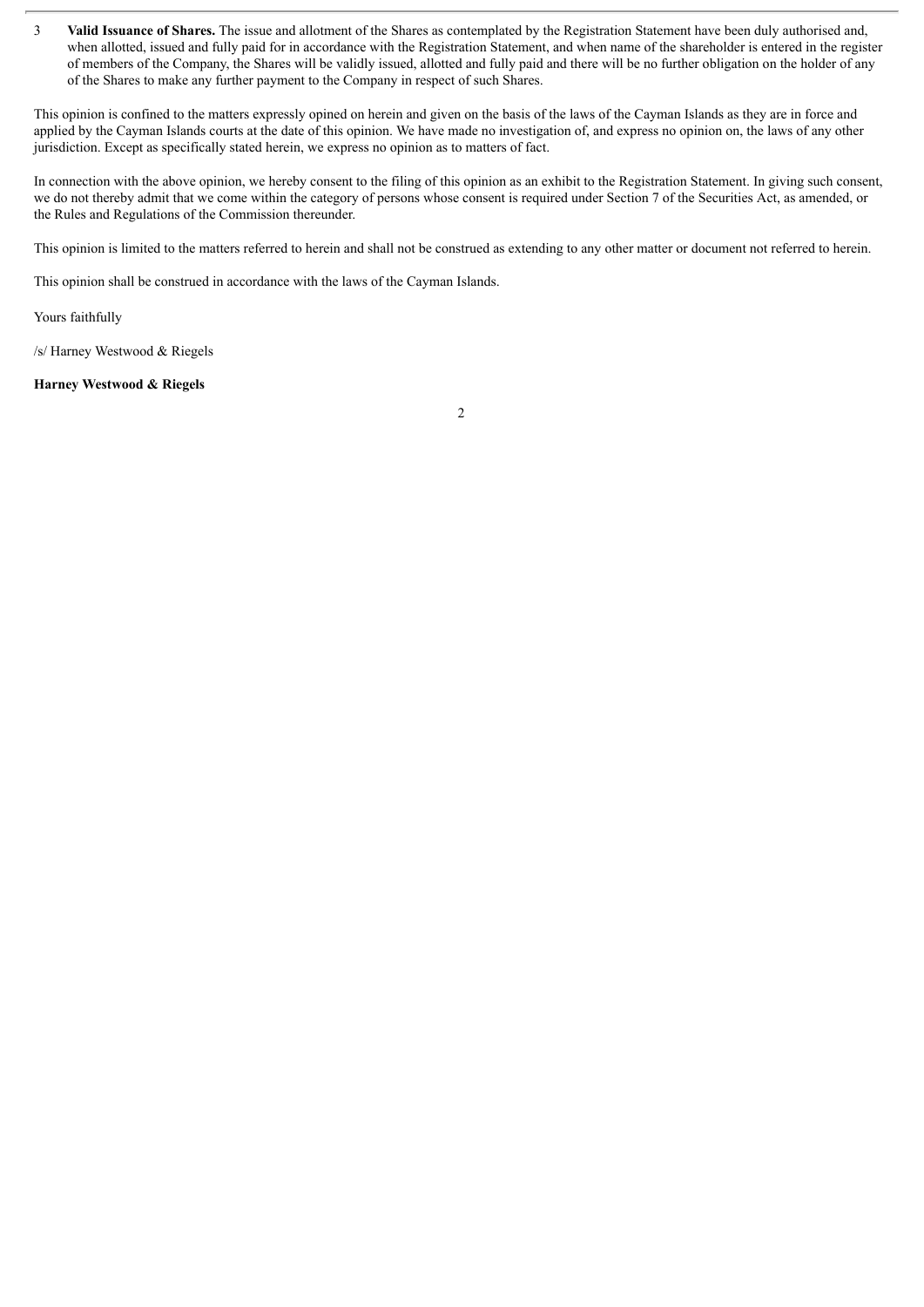3 **Valid Issuance of Shares.** The issue and allotment of the Shares as contemplated by the Registration Statement have been duly authorised and, when allotted, issued and fully paid for in accordance with the Registration Statement, and when name of the shareholder is entered in the register of members of the Company, the Shares will be validly issued, allotted and fully paid and there will be no further obligation on the holder of any of the Shares to make any further payment to the Company in respect of such Shares.

This opinion is confined to the matters expressly opined on herein and given on the basis of the laws of the Cayman Islands as they are in force and applied by the Cayman Islands courts at the date of this opinion. We have made no investigation of, and express no opinion on, the laws of any other jurisdiction. Except as specifically stated herein, we express no opinion as to matters of fact.

In connection with the above opinion, we hereby consent to the filing of this opinion as an exhibit to the Registration Statement. In giving such consent, we do not thereby admit that we come within the category of persons whose consent is required under Section 7 of the Securities Act, as amended, or the Rules and Regulations of the Commission thereunder.

This opinion is limited to the matters referred to herein and shall not be construed as extending to any other matter or document not referred to herein.

This opinion shall be construed in accordance with the laws of the Cayman Islands.

Yours faithfully

/s/ Harney Westwood & Riegels

**Harney Westwood & Riegels**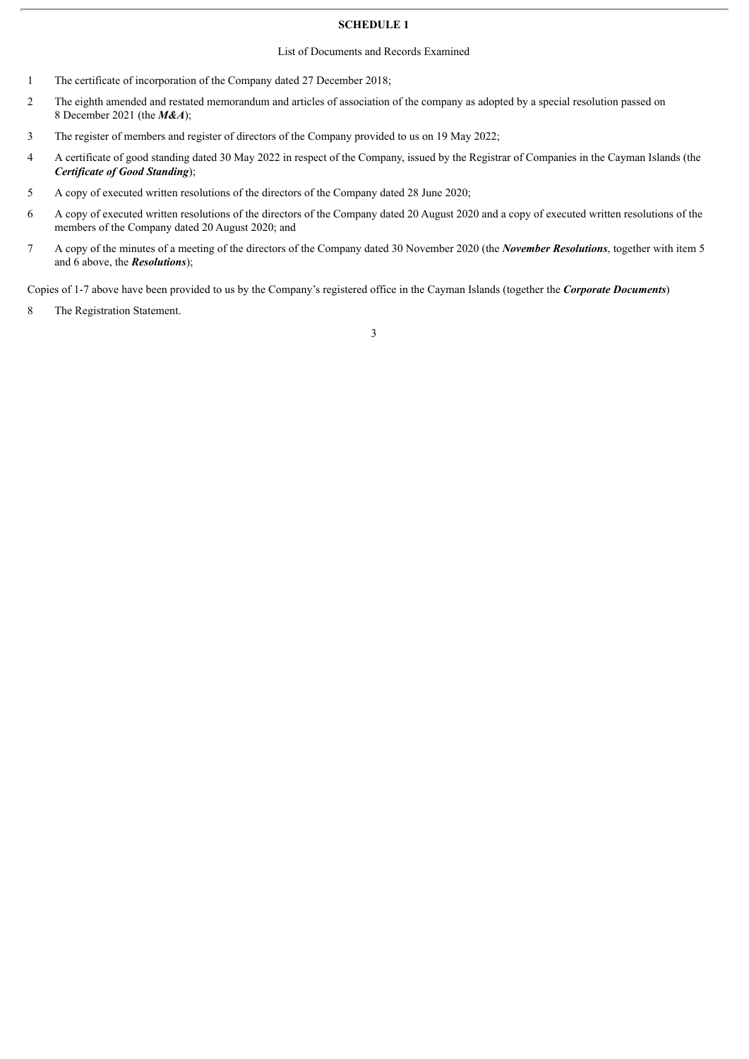**SCHEDULE 1**

List of Documents and Records Examined

1 The certificate of incorporation of the Company dated 27 December 2018;

2 The eighth amended and restated memorandum and articles of association of the company as adopted by a special resolution passed on 8 December 2021 (the ***M&A***);

3 The register of members and register of directors of the Company provided to us on 19 May 2022;

4 A certificate of good standing dated 30 May 2022 in respect of the Company, issued by the Registrar of Companies in the Cayman Islands (the ***Certificate of Good Standing***);

5 A copy of executed written resolutions of the directors of the Company dated 28 June 2020;

6 A copy of executed written resolutions of the directors of the Company dated 20 August 2020 and a copy of executed written resolutions of the members of the Company dated 20 August 2020; and

7 A copy of the minutes of a meeting of the directors of the Company dated 30 November 2020 (the ***November Resolutions***, together with item 5 and 6 above, the ***Resolutions***);

Copies of 1-7 above have been provided to us by the Company's registered office in the Cayman Islands (together the ***Corporate Documents***)

8 The Registration Statement.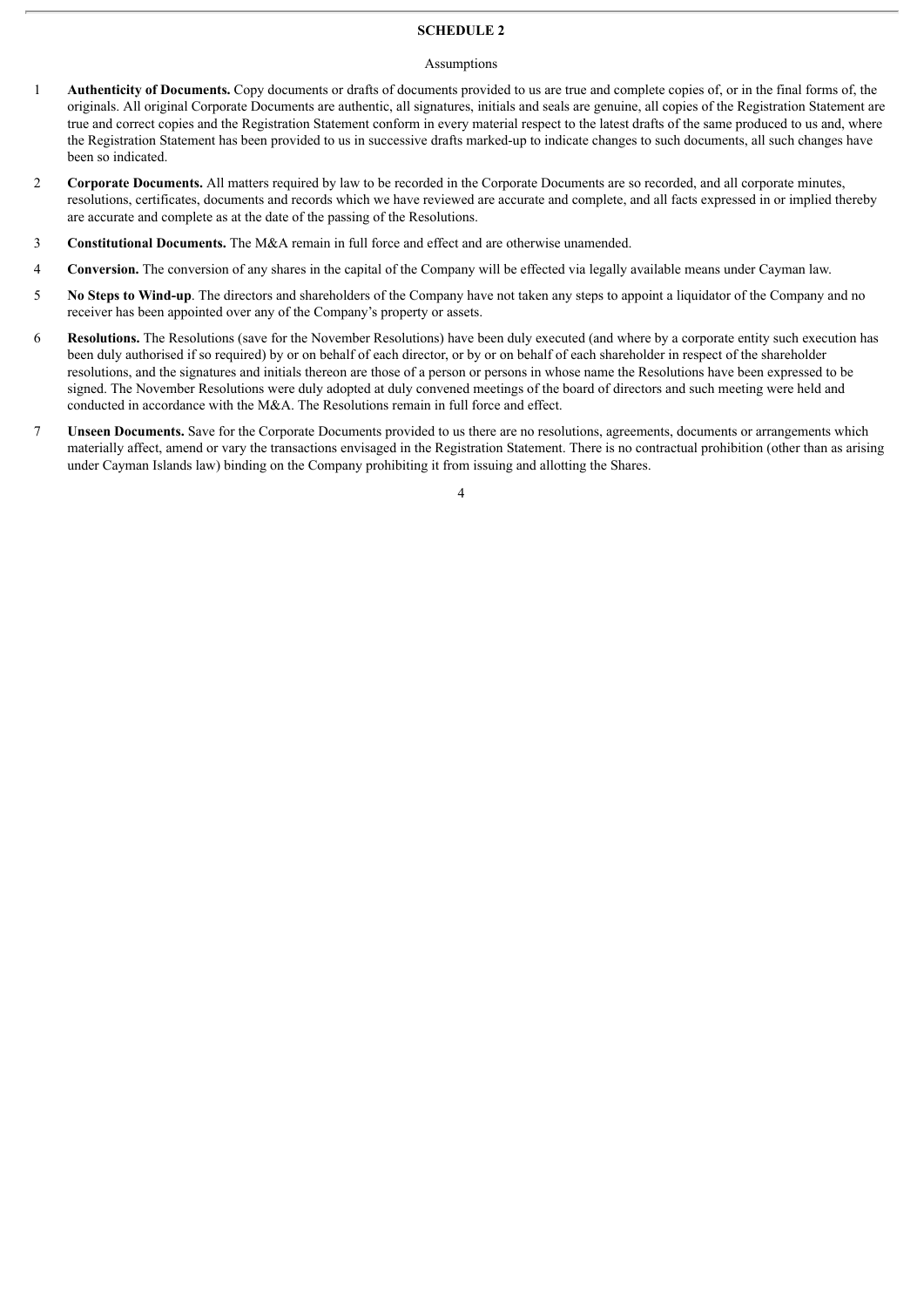# SCHEDULE 2

Assumptions

1 **Authenticity of Documents.** Copy documents or drafts of documents provided to us are true and complete copies of, or in the final forms of, the originals. All original Corporate Documents are authentic, all signatures, initials and seals are genuine, all copies of the Registration Statement are true and correct copies and the Registration Statement conform in every material respect to the latest drafts of the same produced to us and, where the Registration Statement has been provided to us in successive drafts marked-up to indicate changes to such documents, all such changes have been so indicated.

2 **Corporate Documents.** All matters required by law to be recorded in the Corporate Documents are so recorded, and all corporate minutes, resolutions, certificates, documents and records which we have reviewed are accurate and complete, and all facts expressed in or implied thereby are accurate and complete as at the date of the passing of the Resolutions.

3 **Constitutional Documents.** The M&A remain in full force and effect and are otherwise unamended.

4 **Conversion.** The conversion of any shares in the capital of the Company will be effected via legally available means under Cayman law.

5 **No Steps to Wind-up**. The directors and shareholders of the Company have not taken any steps to appoint a liquidator of the Company and no receiver has been appointed over any of the Company's property or assets.

6 **Resolutions.** The Resolutions (save for the November Resolutions) have been duly executed (and where by a corporate entity such execution has been duly authorised if so required) by or on behalf of each director, or by or on behalf of each shareholder in respect of the shareholder resolutions, and the signatures and initials thereon are those of a person or persons in whose name the Resolutions have been expressed to be signed. The November Resolutions were duly adopted at duly convened meetings of the board of directors and such meeting were held and conducted in accordance with the M&A. The Resolutions remain in full force and effect.

7 **Unseen Documents.** Save for the Corporate Documents provided to us there are no resolutions, agreements, documents or arrangements which materially affect, amend or vary the transactions envisaged in the Registration Statement. There is no contractual prohibition (other than as arising under Cayman Islands law) binding on the Company prohibiting it from issuing and allotting the Shares.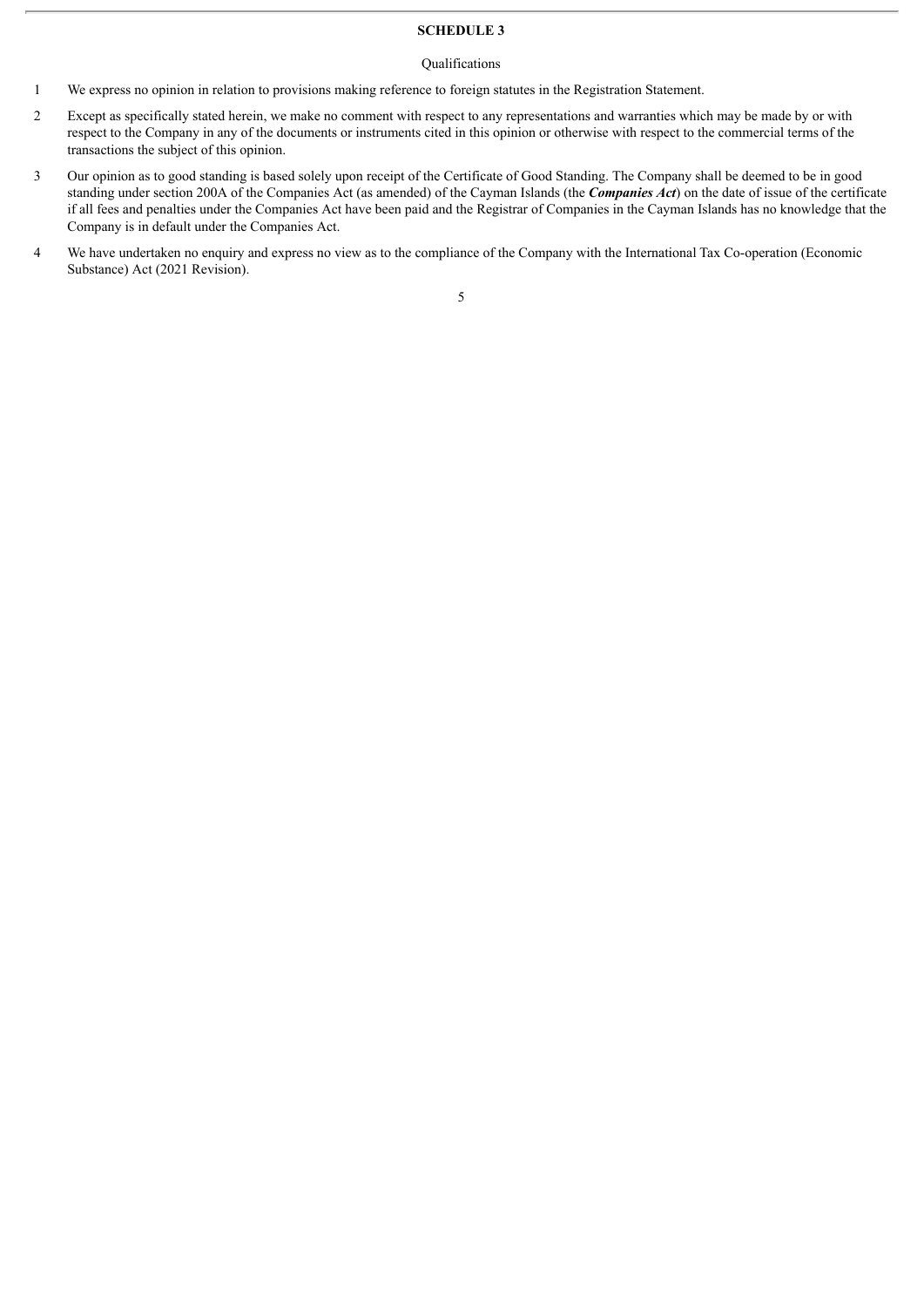## SCHEDULE 3

Qualifications

1. We express no opinion in relation to provisions making reference to foreign statutes in the Registration Statement.

2. Except as specifically stated herein, we make no comment with respect to any representations and warranties which may be made by or with respect to the Company in any of the documents or instruments cited in this opinion or otherwise with respect to the commercial terms of the transactions the subject of this opinion.

3. Our opinion as to good standing is based solely upon receipt of the Certificate of Good Standing. The Company shall be deemed to be in good standing under section 200A of the Companies Act (as amended) of the Cayman Islands (the ***Companies Act***) on the date of issue of the certificate if all fees and penalties under the Companies Act have been paid and the Registrar of Companies in the Cayman Islands has no knowledge that the Company is in default under the Companies Act.

4. We have undertaken no enquiry and express no view as to the compliance of the Company with the International Tax Co-operation (Economic Substance) Act (2021 Revision).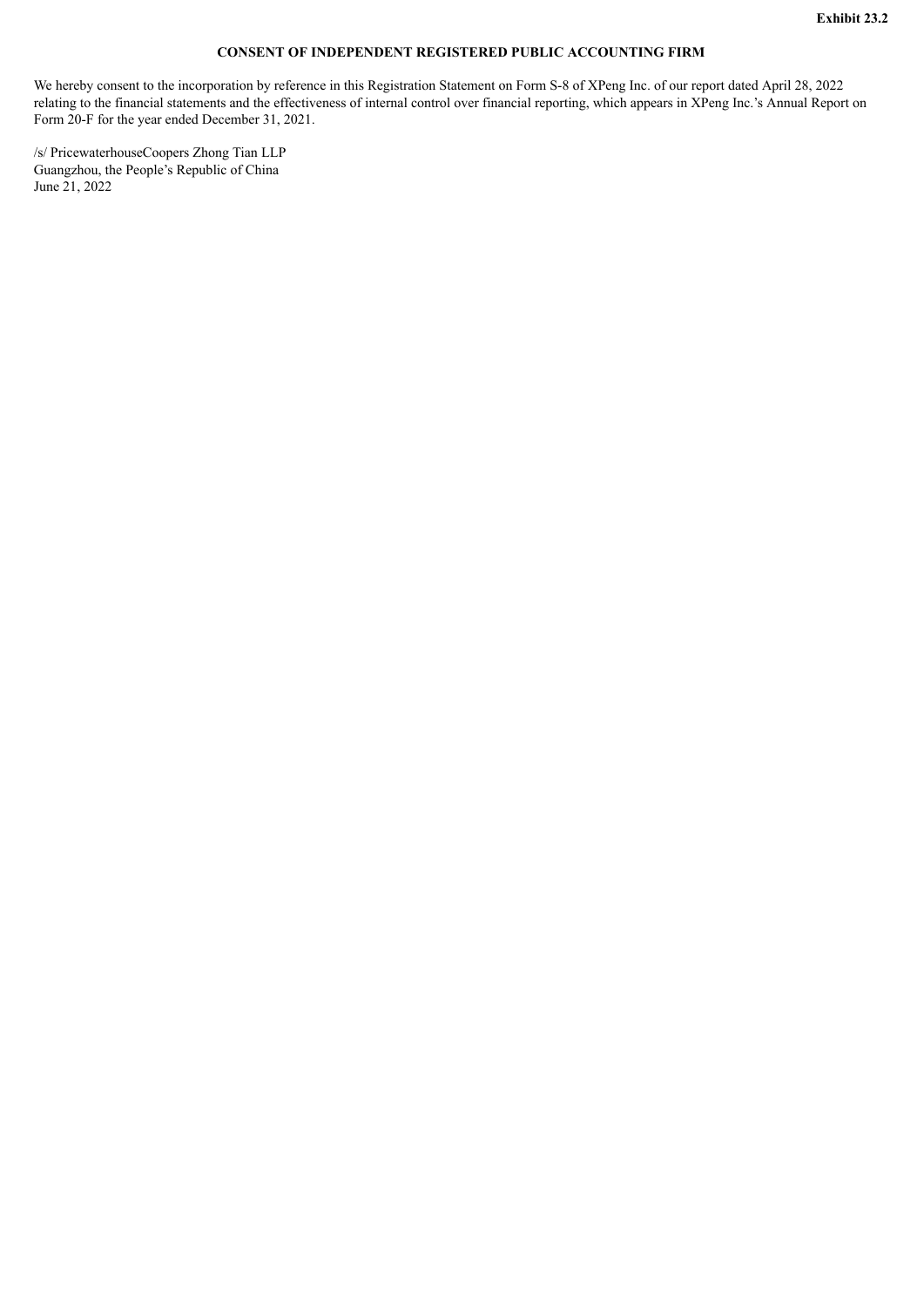**Exhibit 23.2**

**CONSENT OF INDEPENDENT REGISTERED PUBLIC ACCOUNTING FIRM**

We hereby consent to the incorporation by reference in this Registration Statement on Form S-8 of XPeng Inc. of our report dated April 28, 2022 relating to the financial statements and the effectiveness of internal control over financial reporting, which appears in XPeng Inc.'s Annual Report on Form 20-F for the year ended December 31, 2021.

/s/ PricewaterhouseCoopers Zhong Tian LLP
Guangzhou, the People's Republic of China
June 21, 2022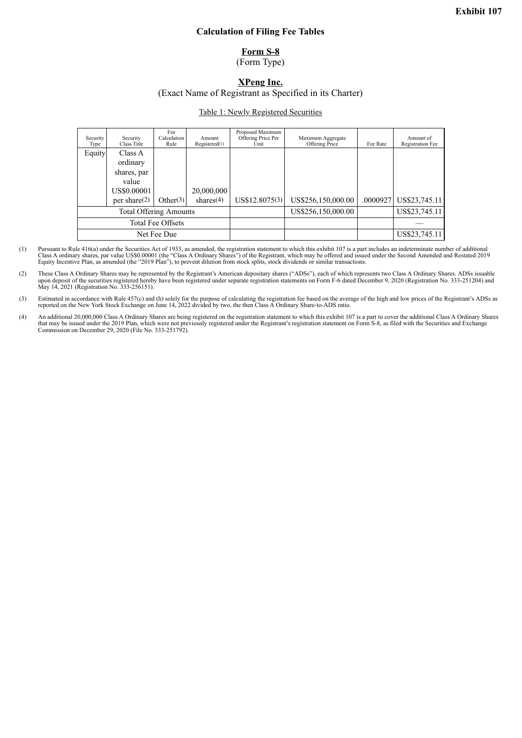**Exhibit 107**

## Calculation of Filing Fee Tables

**Form S-8**
(Form Type)

**XPeng Inc.**
(Exact Name of Registrant as Specified in its Charter)

Table 1: Newly Registered Securities

| Security Type | Security Class Title | Fee Calculation Rule | Amount Registered(1) | Proposed Maximum Offering Price Per Unit | Maximum Aggregate Offering Price | Fee Rate | Amount of Registration Fee |
|---|---|---|---|---|---|---|---|
| Equity | Class A ordinary shares, par value US$0.00001 per share(2) | Other(3) | 20,000,000 shares(4) | US$12.8075(3) | US$256,150,000.00 | .0000927 | US$23,745.11 |
| Total Offering Amounts | | | | | US$256,150,000.00 | | US$23,745.11 |
| Total Fee Offsets | | | | | | | — |
| Net Fee Due | | | | | | | US$23,745.11 |

(1) Pursuant to Rule 416(a) under the Securities Act of 1933, as amended, the registration statement to which this exhibit 107 is a part includes an indeterminate number of additional Class A ordinary shares, par value US$0.00001 (the "Class A Ordinary Shares") of the Registrant, which may be offered and issued under the Second Amended and Restated 2019 Equity Incentive Plan, as amended (the "2019 Plan"), to prevent dilution from stock splits, stock dividends or similar transactions.

(2) These Class A Ordinary Shares may be represented by the Registrant's American depositary shares ("ADSs"), each of which represents two Class A Ordinary Shares. ADSs issuable upon deposit of the securities registered hereby have been registered under separate registration statements on Form F-6 dated December 9, 2020 (Registration No. 333-251204) and May 14, 2021 (Registration No. 333-256151).

(3) Estimated in accordance with Rule 457(c) and (h) solely for the purpose of calculating the registration fee based on the average of the high and low prices of the Registrant's ADSs as reported on the New York Stock Exchange on June 14, 2022 divided by two, the then Class A Ordinary Share-to-ADS ratio.

(4) An additional 20,000,000 Class A Ordinary Shares are being registered on the registration statement to which this exhibit 107 is a part to cover the additional Class A Ordinary Shares that may be issued under the 2019 Plan, which were not previously registered under the Registrant's registration statement on Form S-8, as filed with the Securities and Exchange Commission on December 29, 2020 (File No. 333-251792).